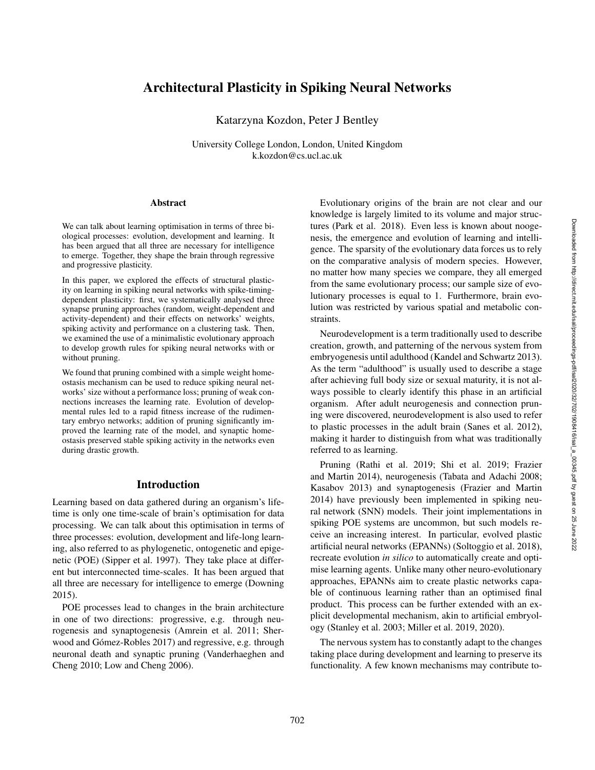# Architectural Plasticity in Spiking Neural Networks

Katarzyna Kozdon, Peter J Bentley

University College London, London, United Kingdom
k.kozdon@cs.ucl.ac.uk

## Abstract

We can talk about learning optimisation in terms of three biological processes: evolution, development and learning. It has been argued that all three are necessary for intelligence to emerge. Together, they shape the brain through regressive and progressive plasticity.

In this paper, we explored the effects of structural plasticity on learning in spiking neural networks with spike-timing-dependent plasticity: first, we systematically analysed three synapse pruning approaches (random, weight-dependent and activity-dependent) and their effects on networks' weights, spiking activity and performance on a clustering task. Then, we examined the use of a minimalistic evolutionary approach to develop growth rules for spiking neural networks with or without pruning.

We found that pruning combined with a simple weight homeostasis mechanism can be used to reduce spiking neural networks' size without a performance loss; pruning of weak connections increases the learning rate. Evolution of developmental rules led to a rapid fitness increase of the rudimentary embryo networks; addition of pruning significantly improved the learning rate of the model, and synaptic homeostasis preserved stable spiking activity in the networks even during drastic growth.

## Introduction

Learning based on data gathered during an organism's lifetime is only one time-scale of brain's optimisation for data processing. We can talk about this optimisation in terms of three processes: evolution, development and life-long learning, also referred to as phylogenetic, ontogenetic and epigenetic (POE) (Sipper et al. 1997). They take place at different but interconnected time-scales. It has been argued that all three are necessary for intelligence to emerge (Downing 2015).

POE processes lead to changes in the brain architecture in one of two directions: progressive, e.g. through neurogenesis and synaptogenesis (Amrein et al. 2011; Sherwood and Gómez-Robles 2017) and regressive, e.g. through neuronal death and synaptic pruning (Vanderhaeghen and Cheng 2010; Low and Cheng 2006).

Evolutionary origins of the brain are not clear and our knowledge is largely limited to its volume and major structures (Park et al. 2018). Even less is known about noogenesis, the emergence and evolution of learning and intelligence. The sparsity of the evolutionary data forces us to rely on the comparative analysis of modern species. However, no matter how many species we compare, they all emerged from the same evolutionary process; our sample size of evolutionary processes is equal to 1. Furthermore, brain evolution was restricted by various spatial and metabolic constraints.

Neurodevelopment is a term traditionally used to describe creation, growth, and patterning of the nervous system from embryogenesis until adulthood (Kandel and Schwartz 2013). As the term "adulthood" is usually used to describe a stage after achieving full body size or sexual maturity, it is not always possible to clearly identify this phase in an artificial organism. After adult neurogenesis and connection pruning were discovered, neurodevelopment is also used to refer to plastic processes in the adult brain (Sanes et al. 2012), making it harder to distinguish from what was traditionally referred to as learning.

Pruning (Rathi et al. 2019; Shi et al. 2019; Frazier and Martin 2014), neurogenesis (Tabata and Adachi 2008; Kasabov 2013) and synaptogenesis (Frazier and Martin 2014) have previously been implemented in spiking neural network (SNN) models. Their joint implementations in spiking POE systems are uncommon, but such models receive an increasing interest. In particular, evolved plastic artificial neural networks (EPANNs) (Soltoggio et al. 2018), recreate evolution *in silico* to automatically create and optimise learning agents. Unlike many other neuro-evolutionary approaches, EPANNs aim to create plastic networks capable of continuous learning rather than an optimised final product. This process can be further extended with an explicit developmental mechanism, akin to artificial embryology (Stanley et al. 2003; Miller et al. 2019, 2020).

The nervous system has to constantly adapt to the changes taking place during development and learning to preserve its functionality. A few known mechanisms may contribute to-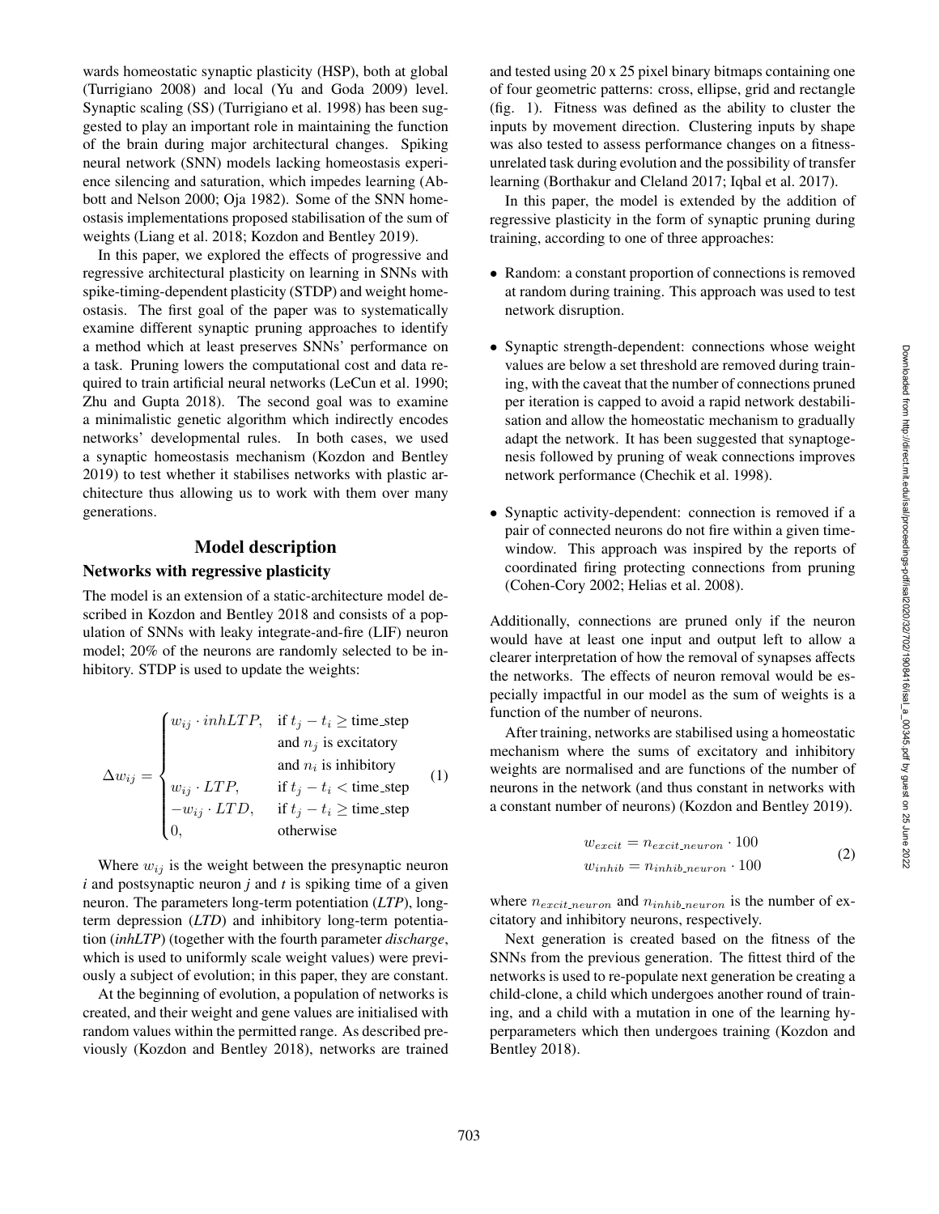wards homeostatic synaptic plasticity (HSP), both at global (Turrigiano 2008) and local (Yu and Goda 2009) level. Synaptic scaling (SS) (Turrigiano et al. 1998) has been suggested to play an important role in maintaining the function of the brain during major architectural changes. Spiking neural network (SNN) models lacking homeostasis experience silencing and saturation, which impedes learning (Abbott and Nelson 2000; Oja 1982). Some of the SNN homeostasis implementations proposed stabilisation of the sum of weights (Liang et al. 2018; Kozdon and Bentley 2019).

In this paper, we explored the effects of progressive and regressive architectural plasticity on learning in SNNs with spike-timing-dependent plasticity (STDP) and weight homeostasis. The first goal of the paper was to systematically examine different synaptic pruning approaches to identify a method which at least preserves SNNs' performance on a task. Pruning lowers the computational cost and data required to train artificial neural networks (LeCun et al. 1990; Zhu and Gupta 2018). The second goal was to examine a minimalistic genetic algorithm which indirectly encodes networks' developmental rules. In both cases, we used a synaptic homeostasis mechanism (Kozdon and Bentley 2019) to test whether it stabilises networks with plastic architecture thus allowing us to work with them over many generations.

## Model description

### Networks with regressive plasticity

The model is an extension of a static-architecture model described in Kozdon and Bentley 2018 and consists of a population of SNNs with leaky integrate-and-fire (LIF) neuron model; 20% of the neurons are randomly selected to be inhibitory. STDP is used to update the weights:

$$\Delta w_{ij} = \begin{cases} w_{ij} \cdot inhLTP, & \text{if } t_j - t_i \geq \text{time\_step} \\ & \text{and } n_j \text{ is excitatory} \\ & \text{and } n_i \text{ is inhibitory} \\ w_{ij} \cdot LTP, & \text{if } t_j - t_i < \text{time\_step} \\ -w_{ij} \cdot LTD, & \text{if } t_j - t_i \geq \text{time\_step} \\ 0, & \text{otherwise} \end{cases} \tag{1}$$

Where $w_{ij}$ is the weight between the presynaptic neuron $i$ and postsynaptic neuron $j$ and $t$ is spiking time of a given neuron. The parameters long-term potentiation (***LTP***), long-term depression (***LTD***) and inhibitory long-term potentiation (***inhLTP***) (together with the fourth parameter *discharge*, which is used to uniformly scale weight values) were previously a subject of evolution; in this paper, they are constant.

At the beginning of evolution, a population of networks is created, and their weight and gene values are initialised with random values within the permitted range. As described previously (Kozdon and Bentley 2018), networks are trained and tested using 20 x 25 pixel binary bitmaps containing one of four geometric patterns: cross, ellipse, grid and rectangle (fig. 1). Fitness was defined as the ability to cluster the inputs by movement direction. Clustering inputs by shape was also tested to assess performance changes on a fitness-unrelated task during evolution and the possibility of transfer learning (Borthakur and Cleland 2017; Iqbal et al. 2017).

In this paper, the model is extended by the addition of regressive plasticity in the form of synaptic pruning during training, according to one of three approaches:

- Random: a constant proportion of connections is removed at random during training. This approach was used to test network disruption.
- Synaptic strength-dependent: connections whose weight values are below a set threshold are removed during training, with the caveat that the number of connections pruned per iteration is capped to avoid a rapid network destabilisation and allow the homeostatic mechanism to gradually adapt the network. It has been suggested that synaptogenesis followed by pruning of weak connections improves network performance (Chechik et al. 1998).
- Synaptic activity-dependent: connection is removed if a pair of connected neurons do not fire within a given time-window. This approach was inspired by the reports of coordinated firing protecting connections from pruning (Cohen-Cory 2002; Helias et al. 2008).

Additionally, connections are pruned only if the neuron would have at least one input and output left to allow a clearer interpretation of how the removal of synapses affects the networks. The effects of neuron removal would be especially impactful in our model as the sum of weights is a function of the number of neurons.

After training, networks are stabilised using a homeostatic mechanism where the sums of excitatory and inhibitory weights are normalised and are functions of the number of neurons in the network (and thus constant in networks with a constant number of neurons) (Kozdon and Bentley 2019).

$$\begin{aligned} w_{excit} &= n_{excit\_neuron} \cdot 100 \\ w_{inhib} &= n_{inhib\_neuron} \cdot 100 \end{aligned} \tag{2}$$

where $n_{excit\_neuron}$ and $n_{inhib\_neuron}$ is the number of excitatory and inhibitory neurons, respectively.

Next generation is created based on the fitness of the SNNs from the previous generation. The fittest third of the networks is used to re-populate next generation be creating a child-clone, a child which undergoes another round of training, and a child with a mutation in one of the learning hyperparameters which then undergoes training (Kozdon and Bentley 2018).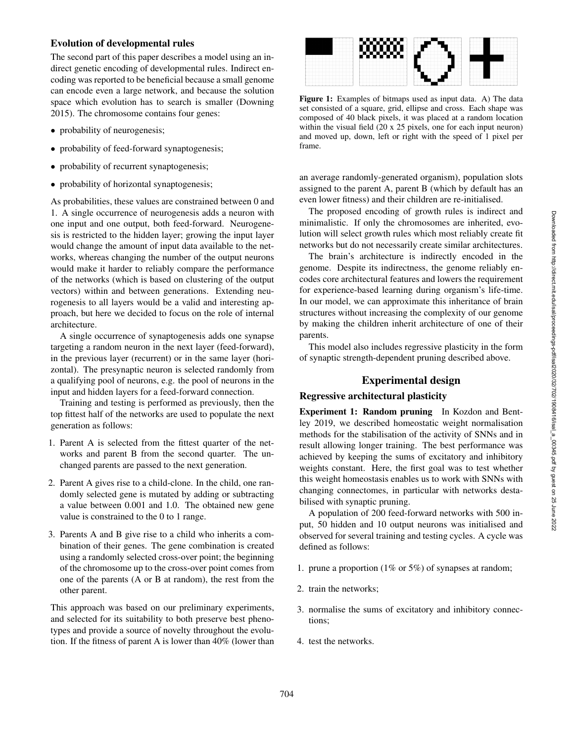### Evolution of developmental rules

The second part of this paper describes a model using an indirect genetic encoding of developmental rules. Indirect encoding was reported to be beneficial because a small genome can encode even a large network, and because the solution space which evolution has to search is smaller (Downing 2015). The chromosome contains four genes:

- probability of neurogenesis;
- probability of feed-forward synaptogenesis;
- probability of recurrent synaptogenesis;
- probability of horizontal synaptogenesis;

As probabilities, these values are constrained between 0 and 1. A single occurrence of neurogenesis adds a neuron with one input and one output, both feed-forward. Neurogenesis is restricted to the hidden layer; growing the input layer would change the amount of input data available to the networks, whereas changing the number of the output neurons would make it harder to reliably compare the performance of the networks (which is based on clustering of the output vectors) within and between generations. Extending neurogenesis to all layers would be a valid and interesting approach, but here we decided to focus on the role of internal architecture.

A single occurrence of synaptogenesis adds one synapse targeting a random neuron in the next layer (feed-forward), in the previous layer (recurrent) or in the same layer (horizontal). The presynaptic neuron is selected randomly from a qualifying pool of neurons, e.g. the pool of neurons in the input and hidden layers for a feed-forward connection.

Training and testing is performed as previously, then the top fittest half of the networks are used to populate the next generation as follows:

1. Parent A is selected from the fittest quarter of the networks and parent B from the second quarter. The unchanged parents are passed to the next generation.
2. Parent A gives rise to a child-clone. In the child, one randomly selected gene is mutated by adding or subtracting a value between 0.001 and 1.0. The obtained new gene value is constrained to the 0 to 1 range.
3. Parents A and B give rise to a child who inherits a combination of their genes. The gene combination is created using a randomly selected cross-over point; the beginning of the chromosome up to the cross-over point comes from one of the parents (A or B at random), the rest from the other parent.

This approach was based on our preliminary experiments, and selected for its suitability to both preserve best phenotypes and provide a source of novelty throughout the evolution. If the fitness of parent A is lower than 40% (lower than an average randomly-generated organism), population slots assigned to the parent A, parent B (which by default has an even lower fitness) and their children are re-initialised.

**Figure 1:** Examples of bitmaps used as input data. A) The data set consisted of a square, grid, ellipse and cross. Each shape was composed of 40 black pixels, it was placed at a random location within the visual field (20 x 25 pixels, one for each input neuron) and moved up, down, left or right with the speed of 1 pixel per frame.

The proposed encoding of growth rules is indirect and minimalistic. If only the chromosomes are inherited, evolution will select growth rules which most reliably create fit networks but do not necessarily create similar architectures.

The brain's architecture is indirectly encoded in the genome. Despite its indirectness, the genome reliably encodes core architectural features and lowers the requirement for experience-based learning during organism's life-time. In our model, we can approximate this inheritance of brain structures without increasing the complexity of our genome by making the children inherit architecture of one of their parents.

This model also includes regressive plasticity in the form of synaptic strength-dependent pruning described above.

## Experimental design

### Regressive architectural plasticity

**Experiment 1: Random pruning** In Kozdon and Bentley 2019, we described homeostatic weight normalisation methods for the stabilisation of the activity of SNNs and in result allowing longer training. The best performance was achieved by keeping the sums of excitatory and inhibitory weights constant. Here, the first goal was to test whether this weight homeostasis enables us to work with SNNs with changing connectomes, in particular with networks destabilised with synaptic pruning.

A population of 200 feed-forward networks with 500 input, 50 hidden and 10 output neurons was initialised and observed for several training and testing cycles. A cycle was defined as follows:

1. prune a proportion (1% or 5%) of synapses at random;
2. train the networks;
3. normalise the sums of excitatory and inhibitory connections;
4. test the networks.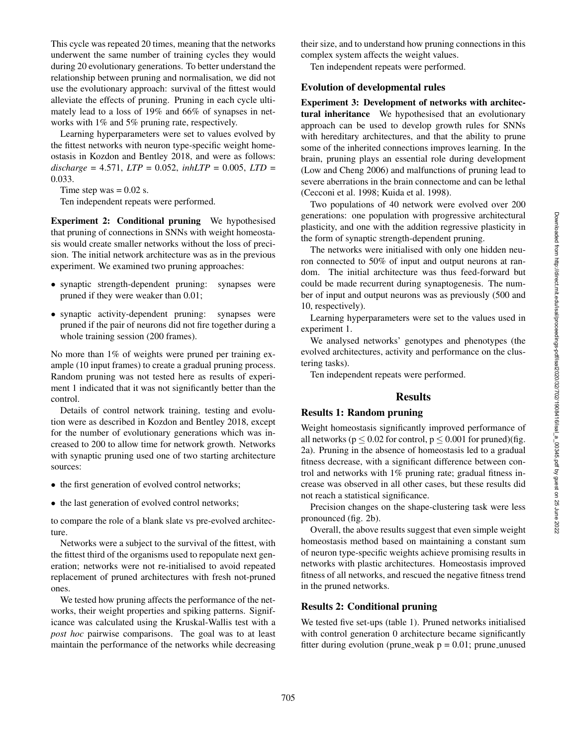This cycle was repeated 20 times, meaning that the networks underwent the same number of training cycles they would during 20 evolutionary generations. To better understand the relationship between pruning and normalisation, we did not use the evolutionary approach: survival of the fittest would alleviate the effects of pruning. Pruning in each cycle ultimately lead to a loss of 19% and 66% of synapses in networks with 1% and 5% pruning rate, respectively.

Learning hyperparameters were set to values evolved by the fittest networks with neuron type-specific weight homeostasis in Kozdon and Bentley 2018, and were as follows: *discharge* = 4.571, *LTP* = 0.052, *inhLTP* = 0.005, *LTD* = 0.033.

Time step was = 0.02 s.

Ten independent repeats were performed.

**Experiment 2: Conditional pruning** We hypothesised that pruning of connections in SNNs with weight homeostasis would create smaller networks without the loss of precision. The initial network architecture was as in the previous experiment. We examined two pruning approaches:

- synaptic strength-dependent pruning: synapses were pruned if they were weaker than 0.01;
- synaptic activity-dependent pruning: synapses were pruned if the pair of neurons did not fire together during a whole training session (200 frames).

No more than 1% of weights were pruned per training example (10 input frames) to create a gradual pruning process. Random pruning was not tested here as results of experiment 1 indicated that it was not significantly better than the control.

Details of control network training, testing and evolution were as described in Kozdon and Bentley 2018, except for the number of evolutionary generations which was increased to 200 to allow time for network growth. Networks with synaptic pruning used one of two starting architecture sources:

- the first generation of evolved control networks;
- the last generation of evolved control networks;

to compare the role of a blank slate vs pre-evolved architecture.

Networks were a subject to the survival of the fittest, with the fittest third of the organisms used to repopulate next generation; networks were not re-initialised to avoid repeated replacement of pruned architectures with fresh not-pruned ones.

We tested how pruning affects the performance of the networks, their weight properties and spiking patterns. Significance was calculated using the Kruskal-Wallis test with a *post hoc* pairwise comparisons. The goal was to at least maintain the performance of the networks while decreasing their size, and to understand how pruning connections in this complex system affects the weight values.

Ten independent repeats were performed.

### Evolution of developmental rules

**Experiment 3: Development of networks with architectural inheritance** We hypothesised that an evolutionary approach can be used to develop growth rules for SNNs with hereditary architectures, and that the ability to prune some of the inherited connections improves learning. In the brain, pruning plays an essential role during development (Low and Cheng 2006) and malfunctions of pruning lead to severe aberrations in the brain connectome and can be lethal (Cecconi et al. 1998; Kuida et al. 1998).

Two populations of 40 network were evolved over 200 generations: one population with progressive architectural plasticity, and one with the addition regressive plasticity in the form of synaptic strength-dependent pruning.

The networks were initialised with only one hidden neuron connected to 50% of input and output neurons at random. The initial architecture was thus feed-forward but could be made recurrent during synaptogenesis. The number of input and output neurons was as previously (500 and 10, respectively).

Learning hyperparameters were set to the values used in experiment 1.

We analysed networks' genotypes and phenotypes (the evolved architectures, activity and performance on the clustering tasks).

Ten independent repeats were performed.

## Results

### Results 1: Random pruning

Weight homeostasis significantly improved performance of all networks ($p \leq 0.02$ for control, $p \leq 0.001$ for pruned)(fig. 2a). Pruning in the absence of homeostasis led to a gradual fitness decrease, with a significant difference between control and networks with 1% pruning rate; gradual fitness increase was observed in all other cases, but these results did not reach a statistical significance.

Precision changes on the shape-clustering task were less pronounced (fig. 2b).

Overall, the above results suggest that even simple weight homeostasis method based on maintaining a constant sum of neuron type-specific weights achieve promising results in networks with plastic architectures. Homeostasis improved fitness of all networks, and rescued the negative fitness trend in the pruned networks.

### Results 2: Conditional pruning

We tested five set-ups (table 1). Pruned networks initialised with control generation 0 architecture became significantly fitter during evolution (prune_weak $p = 0.01$; prune_unused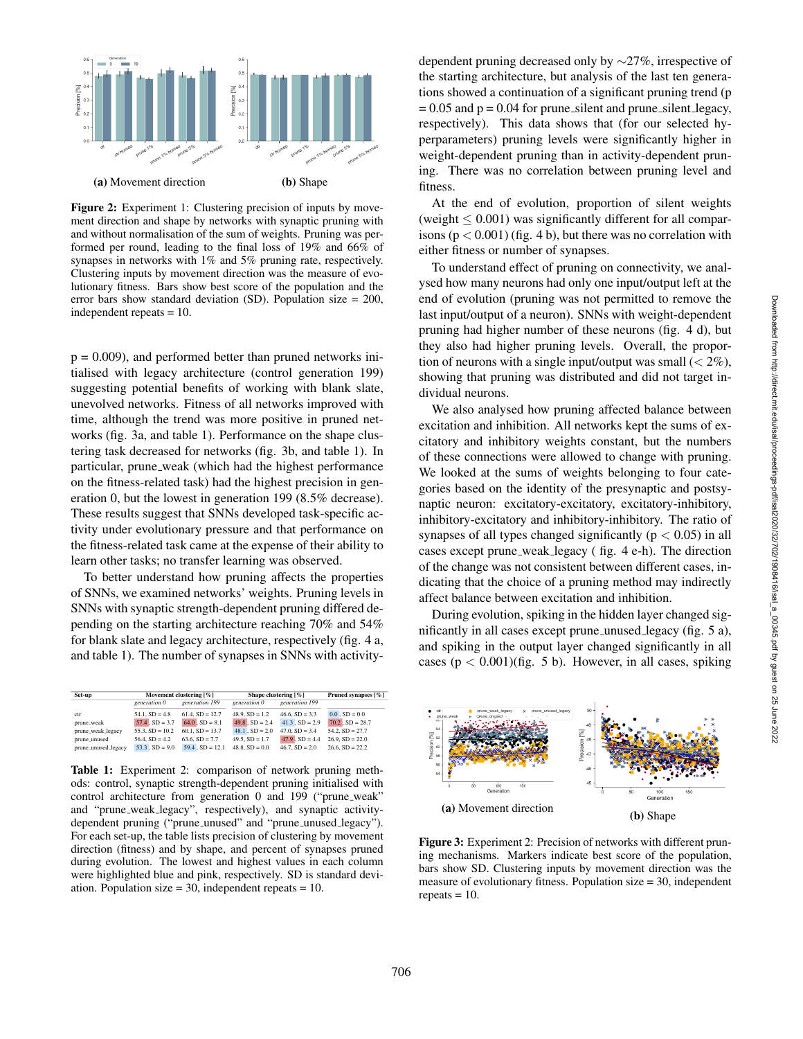(a) Movement direction

(b) Shape

**Figure 2:** Experiment 1: Clustering precision of inputs by movement direction and shape by networks with synaptic pruning with and without normalisation of the sum of weights. Pruning was performed per round, leading to the final loss of 19% and 66% of synapses in networks with 1% and 5% pruning rate, respectively. Clustering inputs by movement direction was the measure of evolutionary fitness. Bars show best score of the population and the error bars show standard deviation (SD). Population size = 200, independent repeats = 10.

p = 0.009), and performed better than pruned networks initialised with legacy architecture (control generation 199) suggesting potential benefits of working with blank slate, unevolved networks. Fitness of all networks improved with time, although the trend was more positive in pruned networks (fig. 3a, and table 1). Performance on the shape clustering task decreased for networks (fig. 3b, and table 1). In particular, prune_weak (which had the highest performance on the fitness-related task) had the highest precision in generation 0, but the lowest in generation 199 (8.5% decrease). These results suggest that SNNs developed task-specific activity under evolutionary pressure and that performance on the fitness-related task came at the expense of their ability to learn other tasks; no transfer learning was observed.

To better understand how pruning affects the properties of SNNs, we examined networks' weights. Pruning levels in SNNs with synaptic strength-dependent pruning differed depending on the starting architecture reaching 70% and 54% for blank slate and legacy architecture, respectively (fig. 4 a, and table 1). The number of synapses in SNNs with activity-dependent pruning decreased only by ∼27%, irrespective of the starting architecture, but analysis of the last ten generations showed a continuation of a significant pruning trend (p = 0.05 and p = 0.04 for prune_silent and prune_silent_legacy, respectively). This data shows that (for our selected hyperparameters) pruning levels were significantly higher in weight-dependent pruning than in activity-dependent pruning. There was no correlation between pruning level and fitness.

At the end of evolution, proportion of silent weights (weight $\leq 0.001$) was significantly different for all comparisons ($p < 0.001$) (fig. 4 b), but there was no correlation with either fitness or number of synapses.

To understand effect of pruning on connectivity, we analysed how many neurons had only one input/output left at the end of evolution (pruning was not permitted to remove the last input/output of a neuron). SNNs with weight-dependent pruning had higher number of these neurons (fig. 4 d), but they also had higher pruning levels. Overall, the proportion of neurons with a single input/output was small (< 2%), showing that pruning was distributed and did not target individual neurons.

We also analysed how pruning affected balance between excitation and inhibition. All networks kept the sums of excitatory and inhibitory weights constant, but the numbers of these connections were allowed to change with pruning. We looked at the sums of weights belonging to four categories based on the identity of the presynaptic and postsynaptic neuron: excitatory-excitatory, excitatory-inhibitory, inhibitory-excitatory and inhibitory-inhibitory. The ratio of synapses of all types changed significantly ($p < 0.05$) in all cases except prune_weak_legacy ( fig. 4 e-h). The direction of the change was not consistent between different cases, indicating that the choice of a pruning method may indirectly affect balance between excitation and inhibition.

During evolution, spiking in the hidden layer changed significantly in all cases except prune_unused_legacy (fig. 5 a), and spiking in the output layer changed significantly in all cases ($p < 0.001$)(fig. 5 b). However, in all cases, spiking

| Set-up | Movement clustering [%] | | Shape clustering [%] | | Pruned synapses [%] |
|---|---|---|---|---|---|
| | generation 0 | generation 199 | generation 0 | generation 199 | |
| ctr | 54.1, SD = 4.8 | 61.4, SD = 12.7 | 48.9, SD = 1.2 | 46.6, SD = 3.3 | 0.0, SD = 0.0 |
| prune_weak | 57.4, SD = 3.7 | 64.0, SD = 8.1 | 49.8, SD = 2.4 | 41.3, SD = 2.9 | 70.2, SD = 28.7 |
| prune_weak_legacy | 55.3, SD = 10.2 | 60.1, SD = 13.7 | 48.1, SD = 2.0 | 47.0, SD = 3.4 | 54.2, SD = 27.7 |
| prune_unused | 56.4, SD = 4.2 | 63.6, SD = 7.7 | 49.5, SD = 1.7 | 47.9, SD = 4.4 | 26.9, SD = 22.0 |
| prune_unused_legacy | 53.3, SD = 9.0 | 59.4, SD = 12.1 | 48.8, SD = 0.0 | 46.7, SD = 2.0 | 26.6, SD = 22.2 |

**Table 1:** Experiment 2: comparison of network pruning methods: control, synaptic strength-dependent pruning initialised with control architecture from generation 0 and 199 ("prune_weak" and "prune_weak_legacy", respectively), and synaptic activity-dependent pruning ("prune_unused" and "prune_unused_legacy"). For each set-up, the table lists precision of clustering by movement direction (fitness) and by shape, and percent of synapses pruned during evolution. The lowest and highest values in each column were highlighted blue and pink, respectively. SD is standard deviation. Population size = 30, independent repeats = 10.

(a) Movement direction

(b) Shape

**Figure 3:** Experiment 2: Precision of networks with different pruning mechanisms. Markers indicate best score of the population, bars show SD. Clustering inputs by movement direction was the measure of evolutionary fitness. Population size = 30, independent repeats = 10.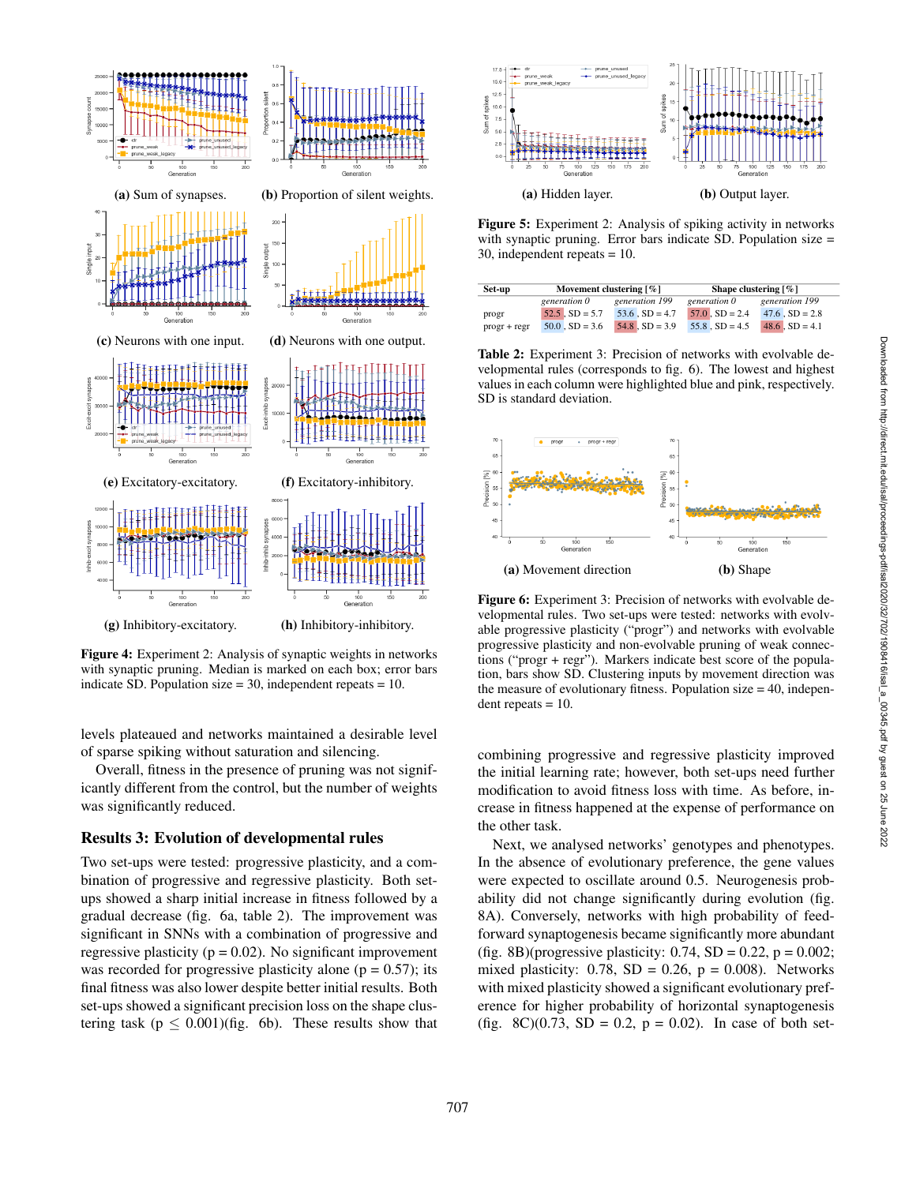(a) Sum of synapses.

(b) Proportion of silent weights.

(c) Neurons with one input.

(d) Neurons with one output.

(e) Excitatory-excitatory.

(f) Excitatory-inhibitory.

(g) Inhibitory-excitatory.

(h) Inhibitory-inhibitory.

**Figure 4:** Experiment 2: Analysis of synaptic weights in networks with synaptic pruning. Median is marked on each box; error bars indicate SD. Population size = 30, independent repeats = 10.

levels plateaued and networks maintained a desirable level of sparse spiking without saturation and silencing.

Overall, fitness in the presence of pruning was not significantly different from the control, but the number of weights was significantly reduced.

## Results 3: Evolution of developmental rules

Two set-ups were tested: progressive plasticity, and a combination of progressive and regressive plasticity. Both set-ups showed a sharp initial increase in fitness followed by a gradual decrease (fig. 6a, table 2). The improvement was significant in SNNs with a combination of progressive and regressive plasticity (p = 0.02). No significant improvement was recorded for progressive plasticity alone (p = 0.57); its final fitness was also lower despite better initial results. Both set-ups showed a significant precision loss on the shape clustering task ($p \leq 0.001$)(fig. 6b). These results show that combining progressive and regressive plasticity improved the initial learning rate; however, both set-ups need further modification to avoid fitness loss with time. As before, increase in fitness happened at the expense of performance on the other task.

Next, we analysed networks' genotypes and phenotypes. In the absence of evolutionary preference, the gene values were expected to oscillate around 0.5. Neurogenesis probability did not change significantly during evolution (fig. 8A). Conversely, networks with high probability of feedforward synaptogenesis became significantly more abundant (fig. 8B)(progressive plasticity: 0.74, SD = 0.22, p = 0.002; mixed plasticity: 0.78, SD = 0.26, p = 0.008). Networks with mixed plasticity showed a significant evolutionary preference for higher probability of horizontal synaptogenesis (fig. 8C)(0.73, SD = 0.2, p = 0.02). In case of both set-

(a) Hidden layer.

(b) Output layer.

**Figure 5:** Experiment 2: Analysis of spiking activity in networks with synaptic pruning. Error bars indicate SD. Population size = 30, independent repeats = 10.

| Set-up | Movement clustering [%] | | Shape clustering [%] | |
|---|---|---|---|---|
| | *generation 0* | *generation 199* | *generation 0* | *generation 199* |
| progr | 52.5, SD = 5.7 | 53.6, SD = 4.7 | 57.0, SD = 2.4 | 47.6, SD = 2.8 |
| progr + regr | 50.0, SD = 3.6 | 54.8, SD = 3.9 | 55.8, SD = 4.5 | 48.6, SD = 4.1 |

**Table 2:** Experiment 3: Precision of networks with evolvable developmental rules (corresponds to fig. 6). The lowest and highest values in each column were highlighted blue and pink, respectively. SD is standard deviation.

(a) Movement direction

(b) Shape

**Figure 6:** Experiment 3: Precision of networks with evolvable developmental rules. Two set-ups were tested: networks with evolvable progressive plasticity ("progr") and networks with evolvable progressive plasticity and non-evolvable pruning of weak connections ("progr + regr"). Markers indicate best score of the population, bars show SD. Clustering inputs by movement direction was the measure of evolutionary fitness. Population size = 40, independent repeats = 10.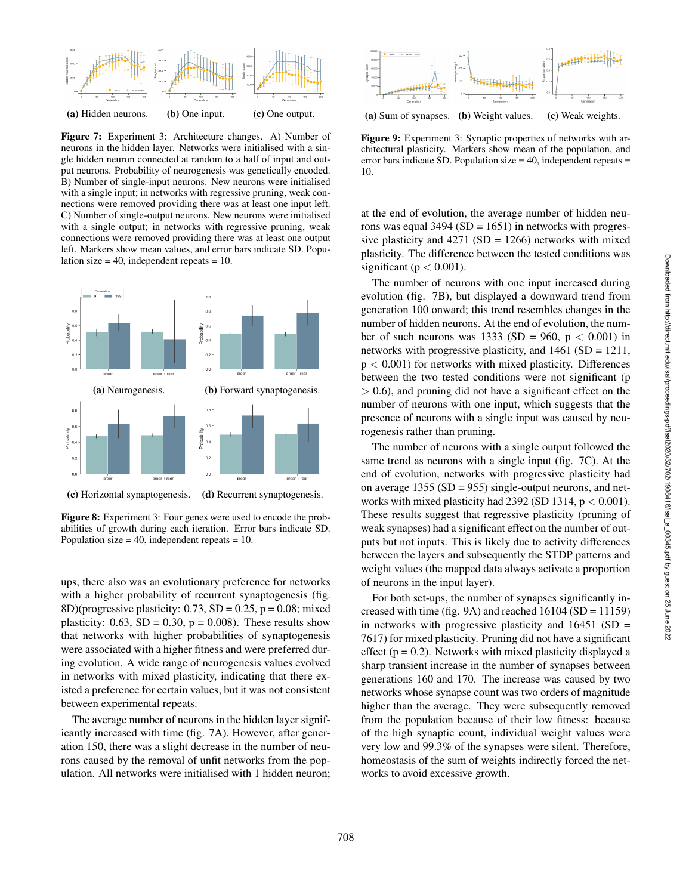(a) Hidden neurons. (b) One input. (c) One output.

**Figure 7:** Experiment 3: Architecture changes. A) Number of neurons in the hidden layer. Networks were initialised with a single hidden neuron connected at random to a half of input and output neurons. Probability of neurogenesis was genetically encoded. B) Number of single-input neurons. New neurons were initialised with a single input; in networks with regressive pruning, weak connections were removed providing there was at least one input left. C) Number of single-output neurons. New neurons were initialised with a single output; in networks with regressive pruning, weak connections were removed providing there was at least one output left. Markers show mean values, and error bars indicate SD. Population size = 40, independent repeats = 10.

(a) Neurogenesis. (b) Forward synaptogenesis.

(c) Horizontal synaptogenesis. (d) Recurrent synaptogenesis.

**Figure 8:** Experiment 3: Four genes were used to encode the probabilities of growth during each iteration. Error bars indicate SD. Population size = 40, independent repeats = 10.

ups, there also was an evolutionary preference for networks with a higher probability of recurrent synaptogenesis (fig. 8D)(progressive plasticity: 0.73, SD = 0.25, p = 0.08; mixed plasticity: 0.63, SD = 0.30, p = 0.008). These results show that networks with higher probabilities of synaptogenesis were associated with a higher fitness and were preferred during evolution. A wide range of neurogenesis values evolved in networks with mixed plasticity, indicating that there existed a preference for certain values, but it was not consistent between experimental repeats.

The average number of neurons in the hidden layer significantly increased with time (fig. 7A). However, after generation 150, there was a slight decrease in the number of neurons caused by the removal of unfit networks from the population. All networks were initialised with 1 hidden neuron; at the end of evolution, the average number of hidden neurons was equal 3494 (SD = 1651) in networks with progressive plasticity and 4271 (SD = 1266) networks with mixed plasticity. The difference between the tested conditions was significant ($p < 0.001$).

(a) Sum of synapses. (b) Weight values. (c) Weak weights.

**Figure 9:** Experiment 3: Synaptic properties of networks with architectural plasticity. Markers show mean of the population, and error bars indicate SD. Population size = 40, independent repeats = 10.

The number of neurons with one input increased during evolution (fig. 7B), but displayed a downward trend from generation 100 onward; this trend resembles changes in the number of hidden neurons. At the end of evolution, the number of such neurons was 1333 (SD = 960, $p < 0.001$) in networks with progressive plasticity, and 1461 (SD = 1211, $p < 0.001$) for networks with mixed plasticity. Differences between the two tested conditions were not significant ($p > 0.6$), and pruning did not have a significant effect on the number of neurons with one input, which suggests that the presence of neurons with a single input was caused by neurogenesis rather than pruning.

The number of neurons with a single output followed the same trend as neurons with a single input (fig. 7C). At the end of evolution, networks with progressive plasticity had on average 1355 (SD = 955) single-output neurons, and networks with mixed plasticity had 2392 (SD 1314, $p < 0.001$). These results suggest that regressive plasticity (pruning of weak synapses) had a significant effect on the number of outputs but not inputs. This is likely due to activity differences between the layers and subsequently the STDP patterns and weight values (the mapped data always activate a proportion of neurons in the input layer).

For both set-ups, the number of synapses significantly increased with time (fig. 9A) and reached 16104 (SD = 11159) in networks with progressive plasticity and 16451 (SD = 7617) for mixed plasticity. Pruning did not have a significant effect (p = 0.2). Networks with mixed plasticity displayed a sharp transient increase in the number of synapses between generations 160 and 170. The increase was caused by two networks whose synapse count was two orders of magnitude higher than the average. They were subsequently removed from the population because of their low fitness: because of the high synaptic count, individual weight values were very low and 99.3% of the synapses were silent. Therefore, homeostasis of the sum of weights indirectly forced the networks to avoid excessive growth.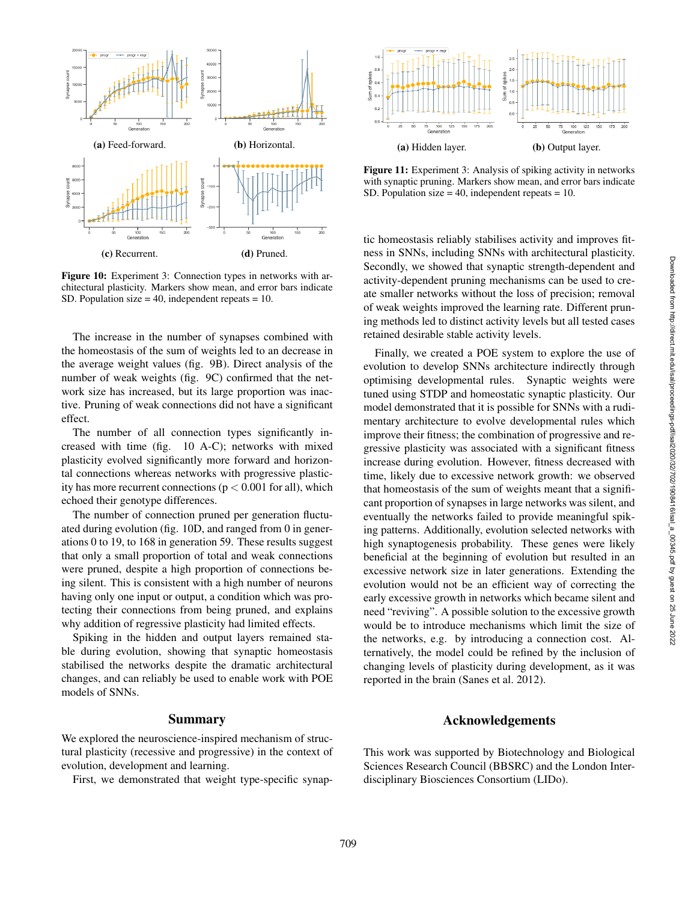(a) Feed-forward.

(b) Horizontal.

(c) Recurrent.

(d) Pruned.

**Figure 10:** Experiment 3: Connection types in networks with architectural plasticity. Markers show mean, and error bars indicate SD. Population size = 40, independent repeats = 10.

The increase in the number of synapses combined with the homeostasis of the sum of weights led to an decrease in the average weight values (fig. 9B). Direct analysis of the number of weak weights (fig. 9C) confirmed that the network size has increased, but its large proportion was inactive. Pruning of weak connections did not have a significant effect.

The number of all connection types significantly increased with time (fig. 10 A-C); networks with mixed plasticity evolved significantly more forward and horizontal connections whereas networks with progressive plasticity has more recurrent connections ($p < 0.001$ for all), which echoed their genotype differences.

The number of connection pruned per generation fluctuated during evolution (fig. 10D, and ranged from 0 in generations 0 to 19, to 168 in generation 59. These results suggest that only a small proportion of total and weak connections were pruned, despite a high proportion of connections being silent. This is consistent with a high number of neurons having only one input or output, a condition which was protecting their connections from being pruned, and explains why addition of regressive plasticity had limited effects.

Spiking in the hidden and output layers remained stable during evolution, showing that synaptic homeostasis stabilised the networks despite the dramatic architectural changes, and can reliably be used to enable work with POE models of SNNs.

## Summary

We explored the neuroscience-inspired mechanism of structural plasticity (recessive and progressive) in the context of evolution, development and learning.

First, we demonstrated that weight type-specific synaptic homeostasis reliably stabilises activity and improves fitness in SNNs, including SNNs with architectural plasticity. Secondly, we showed that synaptic strength-dependent and activity-dependent pruning mechanisms can be used to create smaller networks without the loss of precision; removal of weak weights improved the learning rate. Different pruning methods led to distinct activity levels but all tested cases retained desirable stable activity levels.

(a) Hidden layer.

(b) Output layer.

**Figure 11:** Experiment 3: Analysis of spiking activity in networks with synaptic pruning. Markers show mean, and error bars indicate SD. Population size = 40, independent repeats = 10.

Finally, we created a POE system to explore the use of evolution to develop SNNs architecture indirectly through optimising developmental rules. Synaptic weights were tuned using STDP and homeostatic synaptic plasticity. Our model demonstrated that it is possible for SNNs with a rudimentary architecture to evolve developmental rules which improve their fitness; the combination of progressive and regressive plasticity was associated with a significant fitness increase during evolution. However, fitness decreased with time, likely due to excessive network growth: we observed that homeostasis of the sum of weights meant that a significant proportion of synapses in large networks was silent, and eventually the networks failed to provide meaningful spiking patterns. Additionally, evolution selected networks with high synaptogenesis probability. These genes were likely beneficial at the beginning of evolution but resulted in an excessive network size in later generations. Extending the evolution would not be an efficient way of correcting the early excessive growth in networks which became silent and need "reviving". A possible solution to the excessive growth would be to introduce mechanisms which limit the size of the networks, e.g. by introducing a connection cost. Alternatively, the model could be refined by the inclusion of changing levels of plasticity during development, as it was reported in the brain (Sanes et al. 2012).

## Acknowledgements

This work was supported by Biotechnology and Biological Sciences Research Council (BBSRC) and the London Interdisciplinary Biosciences Consortium (LIDo).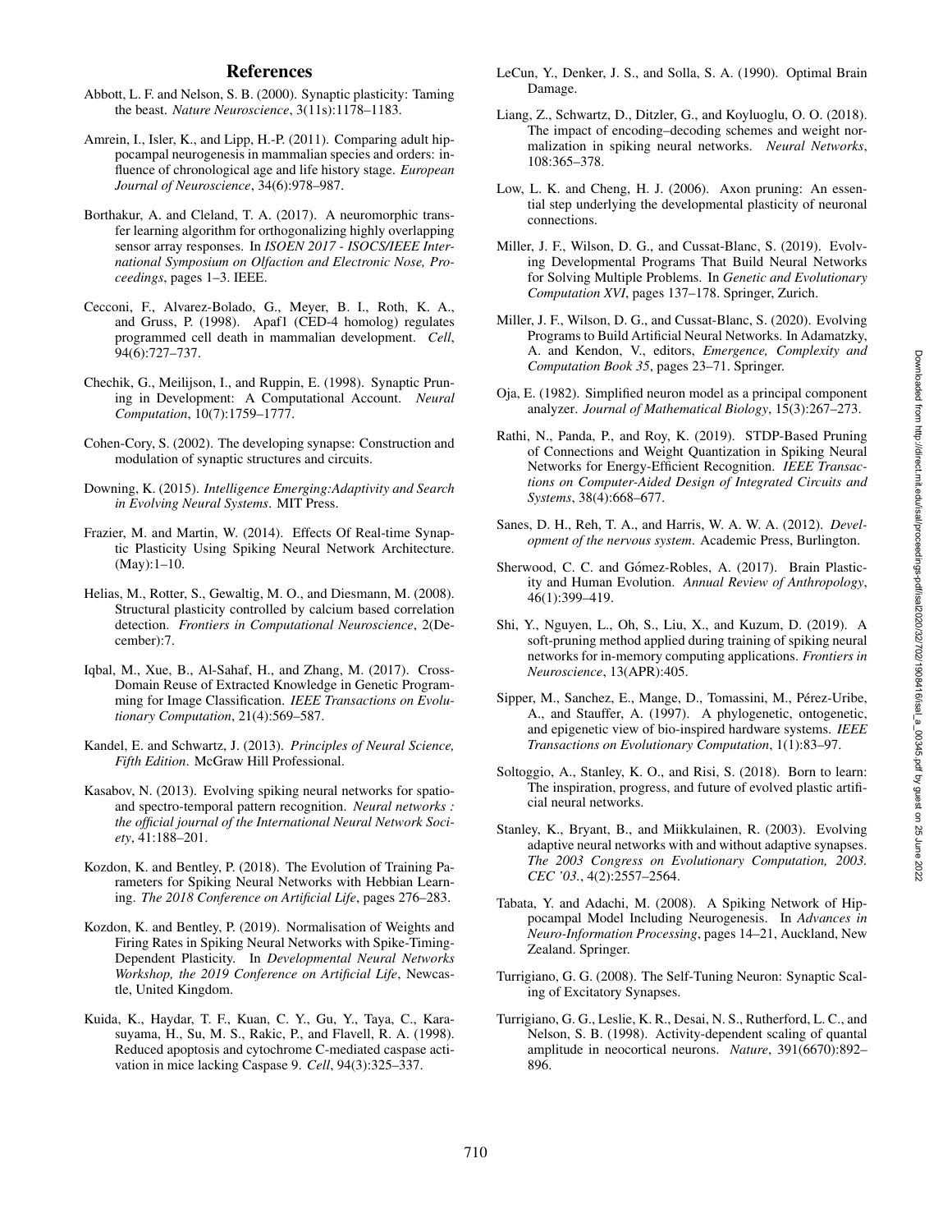# References

Abbott, L. F. and Nelson, S. B. (2000). Synaptic plasticity: Taming the beast. *Nature Neuroscience*, 3(11s):1178–1183.

Amrein, I., Isler, K., and Lipp, H.-P. (2011). Comparing adult hippocampal neurogenesis in mammalian species and orders: influence of chronological age and life history stage. *European Journal of Neuroscience*, 34(6):978–987.

Borthakur, A. and Cleland, T. A. (2017). A neuromorphic transfer learning algorithm for orthogonalizing highly overlapping sensor array responses. In *ISOEN 2017 - ISOCS/IEEE International Symposium on Olfaction and Electronic Nose, Proceedings*, pages 1–3. IEEE.

Cecconi, F., Alvarez-Bolado, G., Meyer, B. I., Roth, K. A., and Gruss, P. (1998). Apaf1 (CED-4 homolog) regulates programmed cell death in mammalian development. *Cell*, 94(6):727–737.

Chechik, G., Meilijson, I., and Ruppin, E. (1998). Synaptic Pruning in Development: A Computational Account. *Neural Computation*, 10(7):1759–1777.

Cohen-Cory, S. (2002). The developing synapse: Construction and modulation of synaptic structures and circuits.

Downing, K. (2015). *Intelligence Emerging:Adaptivity and Search in Evolving Neural Systems*. MIT Press.

Frazier, M. and Martin, W. (2014). Effects Of Real-time Synaptic Plasticity Using Spiking Neural Network Architecture. (May):1–10.

Helias, M., Rotter, S., Gewaltig, M. O., and Diesmann, M. (2008). Structural plasticity controlled by calcium based correlation detection. *Frontiers in Computational Neuroscience*, 2(December):7.

Iqbal, M., Xue, B., Al-Sahaf, H., and Zhang, M. (2017). Cross-Domain Reuse of Extracted Knowledge in Genetic Programming for Image Classification. *IEEE Transactions on Evolutionary Computation*, 21(4):569–587.

Kandel, E. and Schwartz, J. (2013). *Principles of Neural Science, Fifth Edition*. McGraw Hill Professional.

Kasabov, N. (2013). Evolving spiking neural networks for spatio- and spectro-temporal pattern recognition. *Neural networks : the official journal of the International Neural Network Society*, 41:188–201.

Kozdon, K. and Bentley, P. (2018). The Evolution of Training Parameters for Spiking Neural Networks with Hebbian Learning. *The 2018 Conference on Artificial Life*, pages 276–283.

Kozdon, K. and Bentley, P. (2019). Normalisation of Weights and Firing Rates in Spiking Neural Networks with Spike-Timing-Dependent Plasticity. In *Developmental Neural Networks Workshop, the 2019 Conference on Artificial Life*, Newcastle, United Kingdom.

Kuida, K., Haydar, T. F., Kuan, C. Y., Gu, Y., Taya, C., Karasuyama, H., Su, M. S., Rakic, P., and Flavell, R. A. (1998). Reduced apoptosis and cytochrome C-mediated caspase activation in mice lacking Caspase 9. *Cell*, 94(3):325–337.

LeCun, Y., Denker, J. S., and Solla, S. A. (1990). Optimal Brain Damage.

Liang, Z., Schwartz, D., Ditzler, G., and Koyluoglu, O. O. (2018). The impact of encoding–decoding schemes and weight normalization in spiking neural networks. *Neural Networks*, 108:365–378.

Low, L. K. and Cheng, H. J. (2006). Axon pruning: An essential step underlying the developmental plasticity of neuronal connections.

Miller, J. F., Wilson, D. G., and Cussat-Blanc, S. (2019). Evolving Developmental Programs That Build Neural Networks for Solving Multiple Problems. In *Genetic and Evolutionary Computation XVI*, pages 137–178. Springer, Zurich.

Miller, J. F., Wilson, D. G., and Cussat-Blanc, S. (2020). Evolving Programs to Build Artificial Neural Networks. In Adamatzky, A. and Kendon, V., editors, *Emergence, Complexity and Computation Book 35*, pages 23–71. Springer.

Oja, E. (1982). Simplified neuron model as a principal component analyzer. *Journal of Mathematical Biology*, 15(3):267–273.

Rathi, N., Panda, P., and Roy, K. (2019). STDP-Based Pruning of Connections and Weight Quantization in Spiking Neural Networks for Energy-Efficient Recognition. *IEEE Transactions on Computer-Aided Design of Integrated Circuits and Systems*, 38(4):668–677.

Sanes, D. H., Reh, T. A., and Harris, W. A. W. A. (2012). *Development of the nervous system*. Academic Press, Burlington.

Sherwood, C. C. and Gómez-Robles, A. (2017). Brain Plasticity and Human Evolution. *Annual Review of Anthropology*, 46(1):399–419.

Shi, Y., Nguyen, L., Oh, S., Liu, X., and Kuzum, D. (2019). A soft-pruning method applied during training of spiking neural networks for in-memory computing applications. *Frontiers in Neuroscience*, 13(APR):405.

Sipper, M., Sanchez, E., Mange, D., Tomassini, M., Pérez-Uribe, A., and Stauffer, A. (1997). A phylogenetic, ontogenetic, and epigenetic view of bio-inspired hardware systems. *IEEE Transactions on Evolutionary Computation*, 1(1):83–97.

Soltoggio, A., Stanley, K. O., and Risi, S. (2018). Born to learn: The inspiration, progress, and future of evolved plastic artificial neural networks.

Stanley, K., Bryant, B., and Miikkulainen, R. (2003). Evolving adaptive neural networks with and without adaptive synapses. *The 2003 Congress on Evolutionary Computation, 2003. CEC '03.*, 4(2):2557–2564.

Tabata, Y. and Adachi, M. (2008). A Spiking Network of Hippocampal Model Including Neurogenesis. In *Advances in Neuro-Information Processing*, pages 14–21, Auckland, New Zealand. Springer.

Turrigiano, G. G. (2008). The Self-Tuning Neuron: Synaptic Scaling of Excitatory Synapses.

Turrigiano, G. G., Leslie, K. R., Desai, N. S., Rutherford, L. C., and Nelson, S. B. (1998). Activity-dependent scaling of quantal amplitude in neocortical neurons. *Nature*, 391(6670):892–896.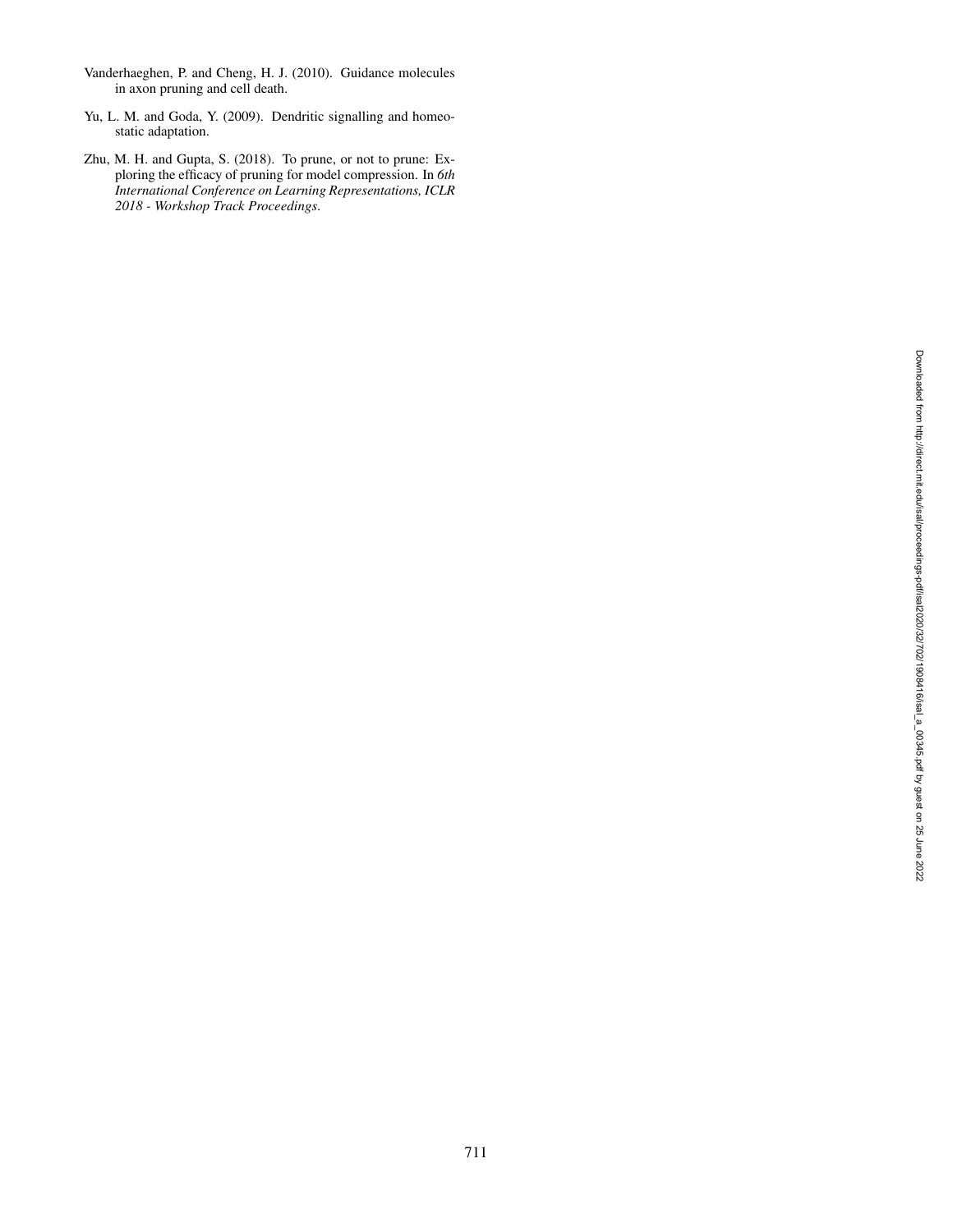Vanderhaeghen, P. and Cheng, H. J. (2010). Guidance molecules in axon pruning and cell death.

Yu, L. M. and Goda, Y. (2009). Dendritic signalling and homeostatic adaptation.

Zhu, M. H. and Gupta, S. (2018). To prune, or not to prune: Exploring the efficacy of pruning for model compression. In *6th International Conference on Learning Representations, ICLR 2018 - Workshop Track Proceedings*.